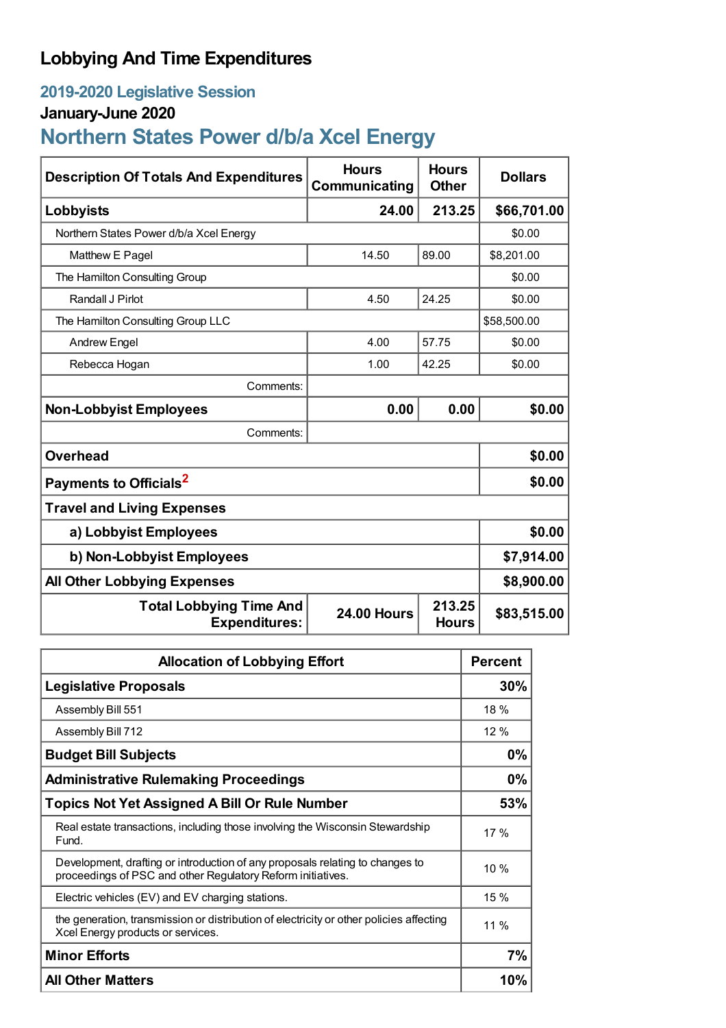# Lobbying And Time Expenditures

## 2019-2020 Legislative Session

### January-June 2020

## Northern States Power d/b/a Xcel Energy

| Description Of Totals And Expenditures | Hours Communicating | Hours Other | Dollars |
|---|---|---|---|
| **Lobbyists** | **24.00** | **213.25** | **$66,701.00** |
| Northern States Power d/b/a Xcel Energy | | | $0.00 |
| Matthew E Pagel | 14.50 | 89.00 | $8,201.00 |
| The Hamilton Consulting Group | | | $0.00 |
| Randall J Pirlot | 4.50 | 24.25 | $0.00 |
| The Hamilton Consulting Group LLC | | | $58,500.00 |
| Andrew Engel | 4.00 | 57.75 | $0.00 |
| Rebecca Hogan | 1.00 | 42.25 | $0.00 |
| Comments: | | | |
| **Non-Lobbyist Employees** | **0.00** | **0.00** | **$0.00** |
| Comments: | | | |
| **Overhead** | | | **$0.00** |
| **Payments to Officials**[2] | | | **$0.00** |
| **Travel and Living Expenses** | | | |
| **a) Lobbyist Employees** | | | **$0.00** |
| **b) Non-Lobbyist Employees** | | | **$7,914.00** |
| **All Other Lobbying Expenses** | | | **$8,900.00** |
| **Total Lobbying Time And Expenditures:** | **24.00 Hours** | **213.25 Hours** | **$83,515.00** |

| Allocation of Lobbying Effort | Percent |
|---|---|
| **Legislative Proposals** | **30%** |
| Assembly Bill 551 | 18 % |
| Assembly Bill 712 | 12 % |
| **Budget Bill Subjects** | **0%** |
| **Administrative Rulemaking Proceedings** | **0%** |
| **Topics Not Yet Assigned A Bill Or Rule Number** | **53%** |
| Real estate transactions, including those involving the Wisconsin Stewardship Fund. | 17 % |
| Development, drafting or introduction of any proposals relating to changes to proceedings of PSC and other Regulatory Reform initiatives. | 10 % |
| Electric vehicles (EV) and EV charging stations. | 15 % |
| the generation, transmission or distribution of electricity or other policies affecting Xcel Energy products or services. | 11 % |
| **Minor Efforts** | **7%** |
| **All Other Matters** | **10%** |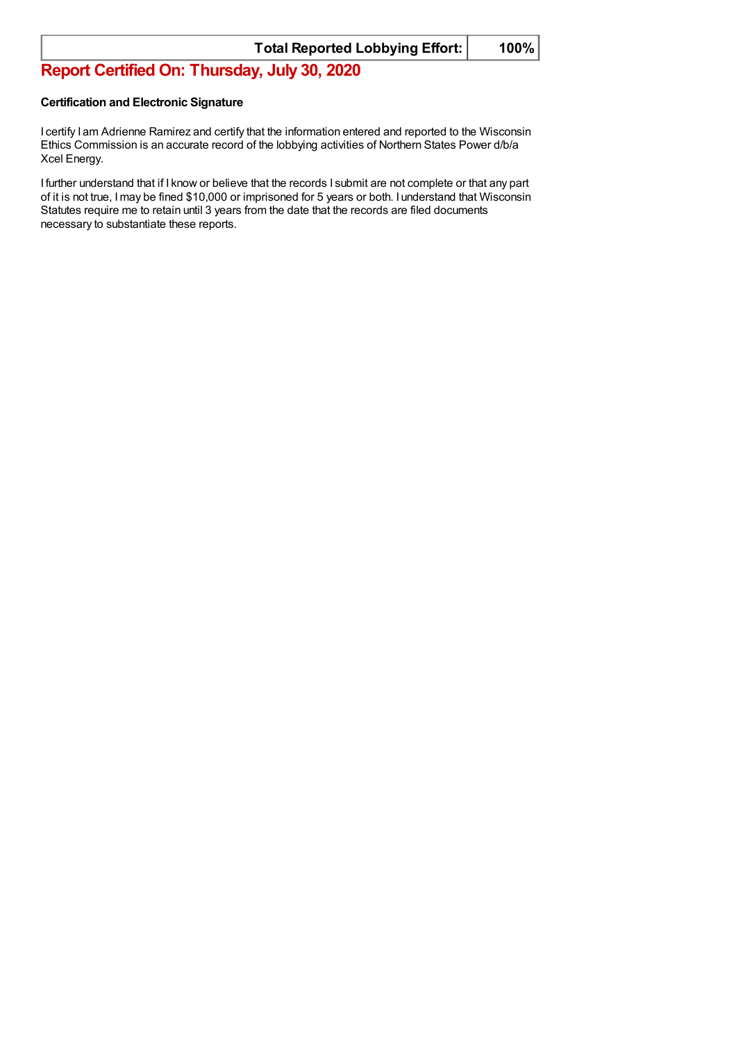| | |
|---|---|
| **Total Reported Lobbying Effort:** | **100%** |

## Report Certified On: Thursday, July 30, 2020

**Certification and Electronic Signature**

I certify I am Adrienne Ramirez and certify that the information entered and reported to the Wisconsin Ethics Commission is an accurate record of the lobbying activities of Northern States Power d/b/a Xcel Energy.

I further understand that if I know or believe that the records I submit are not complete or that any part of it is not true, I may be fined $10,000 or imprisoned for 5 years or both. I understand that Wisconsin Statutes require me to retain until 3 years from the date that the records are filed documents necessary to substantiate these reports.